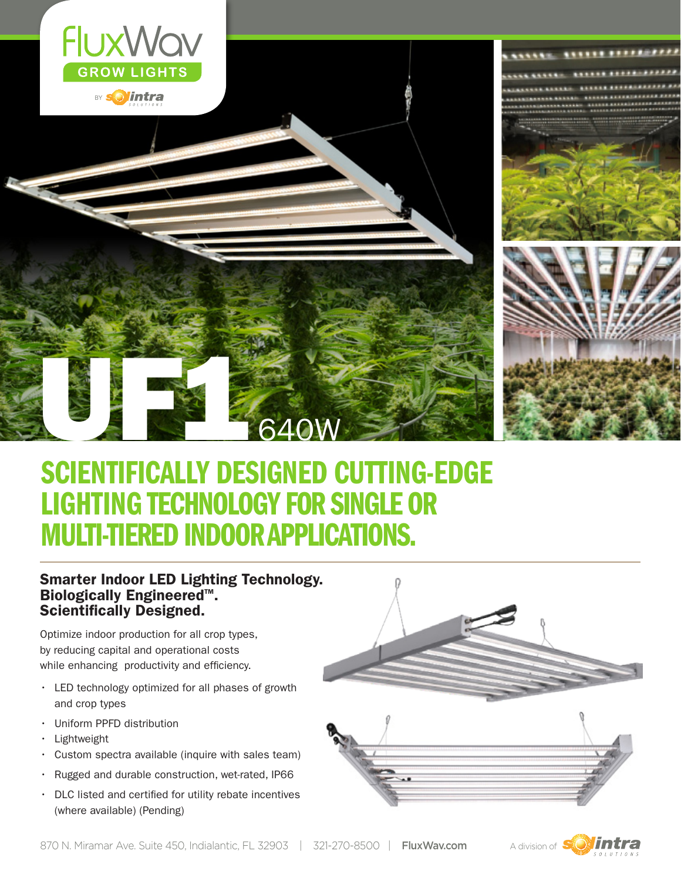FluxWav

GROW LIGHTS

BY Solintra

# UF1 640W

## SCIENTIFICALLY DESIGNED CUTTING-EDGE LIGHTING TECHNOLOGY FOR SINGLE OR MULTI-TIERED INDOOR APPLICATIONS.

### Smarter Indoor LED Lighting Technology. Biologically Engineered™. Scientifically Designed.

Optimize indoor production for all crop types, by reducing capital and operational costs while enhancing productivity and efficiency.

- LED technology optimized for all phases of growth and crop types
- Uniform PPFD distribution
- Lightweight
- Custom spectra available (inquire with sales team)
- Rugged and durable construction, wet-rated, IP66
- DLC listed and certified for utility rebate incentives (where available) (Pending)

870 N. Miramar Ave. Suite 450, Indialantic, FL 32903 | 321-270-8500 | FluxWav.com

A division of Solintra Solutions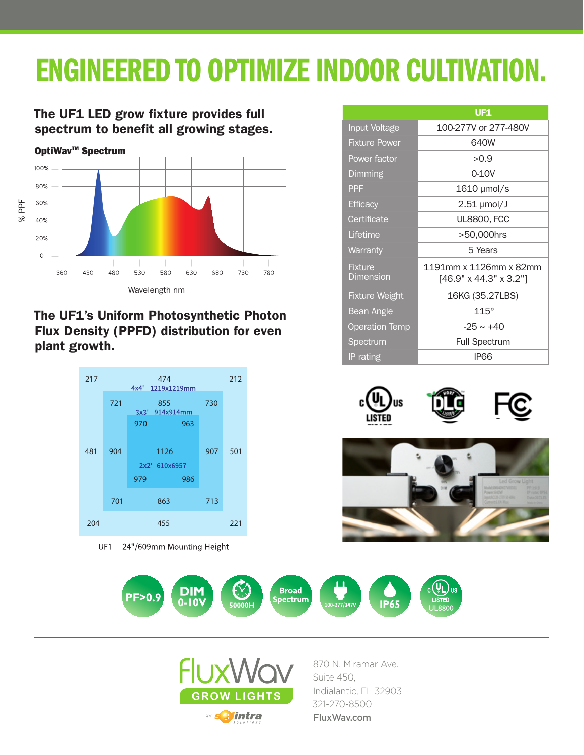# ENGINEERED TO OPTIMIZE INDOOR CULTIVATION.

## The UF1 LED grow fixture provides full spectrum to benefit all growing stages.

**OptiWav™ Spectrum**

% PPF

100%
80%
60%
40%
20%
0

360 430 480 530 580 630 680 730 780

Wavelength nm

## The UF1's Uniform Photosynthetic Photon Flux Density (PPFD) distribution for even plant growth.

217 474 212
4x4' 1219x1219mm
721 855 730
3x3' 914x914mm
970 963
481 904 1126 907 501
2x2' 610x6957
979 986
701 863 713
204 455 221

UF1 24"/609mm Mounting Height

| | UF1 |
|---|---|
| Input Voltage | 100-277V or 277-480V |
| Fixture Power | 640W |
| Power factor | >0.9 |
| Dimming | 0-10V |
| PPF | 1610 μmol/s |
| Efficacy | 2.51 μmol/J |
| Certificate | UL8800, FCC |
| Lifetime | >50,000hrs |
| Warranty | 5 Years |
| Fixture Dimension | 1191mm x 1126mm x 82mm [46.9" x 44.3" x 3.2"] |
| Fixture Weight | 16KG (35.27LBS) |
| Bean Angle | 115° |
| Operation Temp | -25 ~ +40 |
| Spectrum | Full Spectrum |
| IP rating | IP66 |

PF>0.9 · DIM 0-10V · 50000H · Broad Spectrum · 100-277/347V · IP65 · c UL us LISTED UL8800

FluxWav GROW LIGHTS BY Solintra Solutions

870 N. Miramar Ave.
Suite 450,
Indialantic, FL 32903
321-270-8500
FluxWav.com